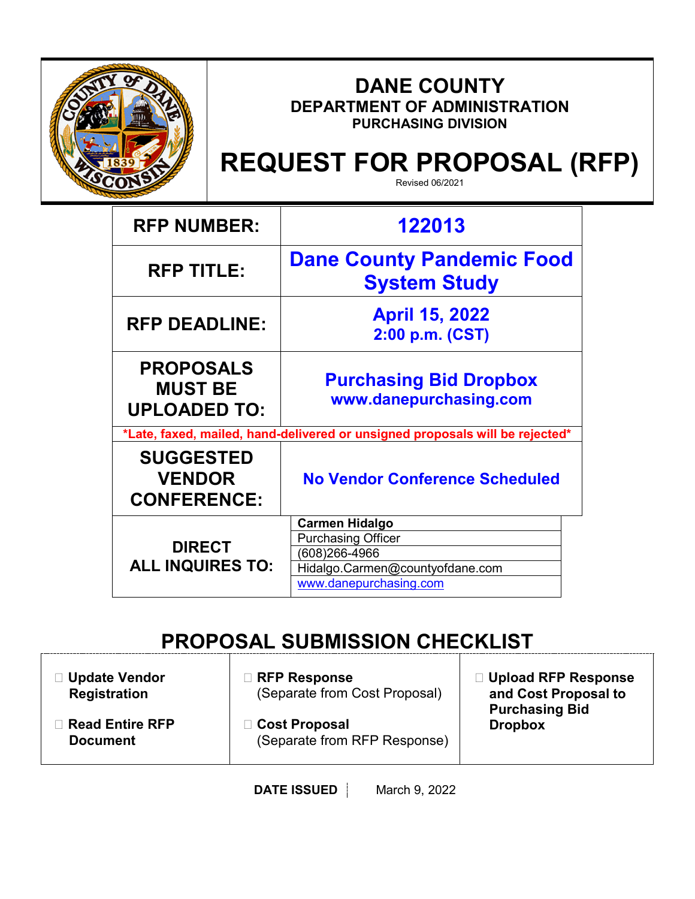# DANE COUNTY

## DEPARTMENT OF ADMINISTRATION

### PURCHASING DIVISION

# REQUEST FOR PROPOSAL (RFP)

Revised 06/2021

| | |
|---|---|
| **RFP NUMBER:** | **122013** |
| **RFP TITLE:** | **Dane County Pandemic Food System Study** |
| **RFP DEADLINE:** | **April 15, 2022 2:00 p.m. (CST)** |
| **PROPOSALS MUST BE UPLOADED TO:** | **Purchasing Bid Dropbox www.danepurchasing.com** |

***Late, faxed, mailed, hand-delivered or unsigned proposals will be rejected***

| | |
|---|---|
| **SUGGESTED VENDOR CONFERENCE:** | **No Vendor Conference Scheduled** |
| **DIRECT ALL INQUIRES TO:** | **Carmen Hidalgo**<br>Purchasing Officer<br>(608)266-4966<br>Hidalgo.Carmen@countyofdane.com<br>www.danepurchasing.com |

## PROPOSAL SUBMISSION CHECKLIST

| | | |
|---|---|---|
| ☐ **Update Vendor Registration** | ☐ **RFP Response** (Separate from Cost Proposal) | ☐ **Upload RFP Response and Cost Proposal to Purchasing Bid Dropbox** |
| ☐ **Read Entire RFP Document** | ☐ **Cost Proposal** (Separate from RFP Response) | |

**DATE ISSUED** March 9, 2022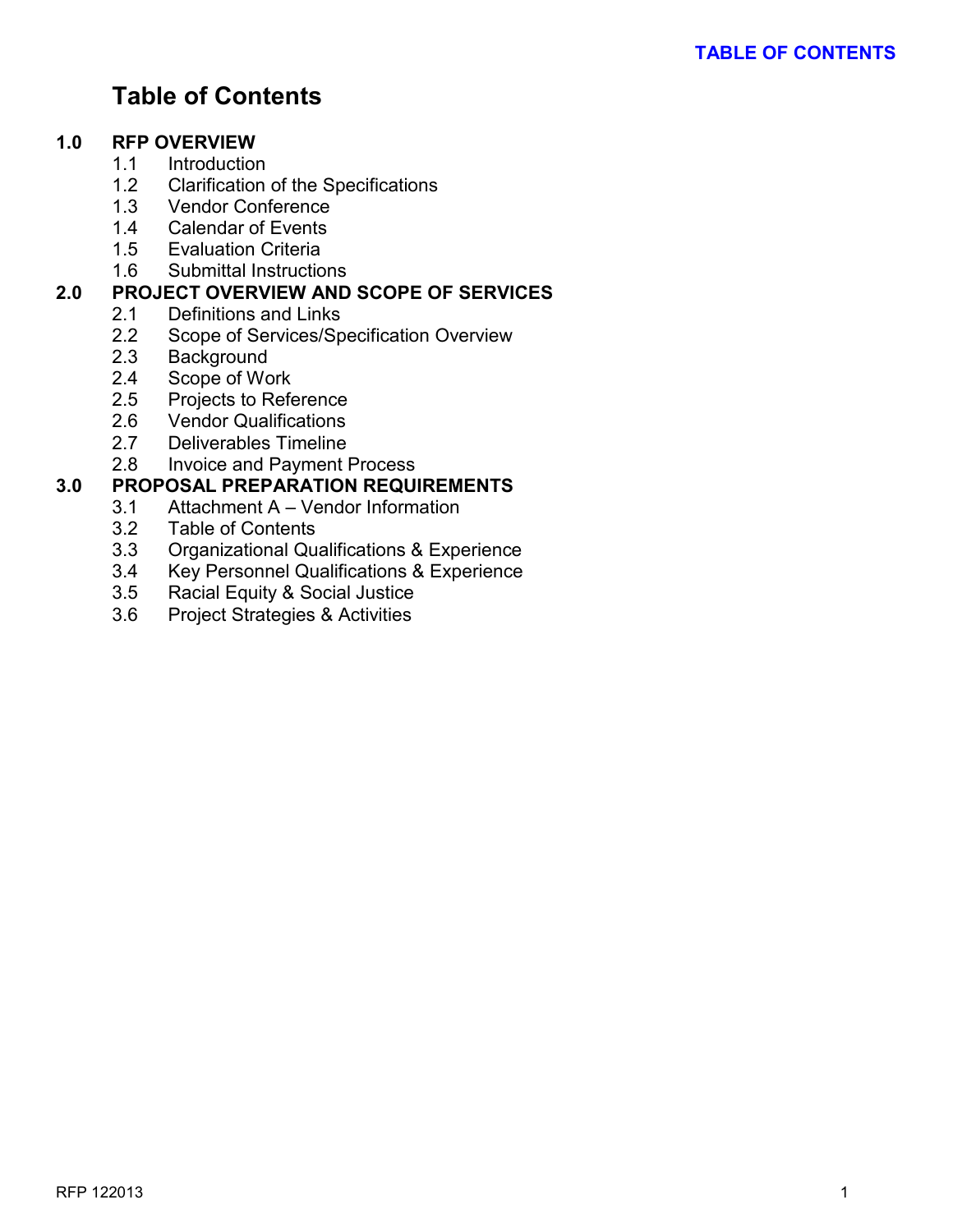# Table of Contents

**1.0 RFP OVERVIEW**
- 1.1 Introduction
- 1.2 Clarification of the Specifications
- 1.3 Vendor Conference
- 1.4 Calendar of Events
- 1.5 Evaluation Criteria
- 1.6 Submittal Instructions

**2.0 PROJECT OVERVIEW AND SCOPE OF SERVICES**
- 2.1 Definitions and Links
- 2.2 Scope of Services/Specification Overview
- 2.3 Background
- 2.4 Scope of Work
- 2.5 Projects to Reference
- 2.6 Vendor Qualifications
- 2.7 Deliverables Timeline
- 2.8 Invoice and Payment Process

**3.0 PROPOSAL PREPARATION REQUIREMENTS**
- 3.1 Attachment A – Vendor Information
- 3.2 Table of Contents
- 3.3 Organizational Qualifications & Experience
- 3.4 Key Personnel Qualifications & Experience
- 3.5 Racial Equity & Social Justice
- 3.6 Project Strategies & Activities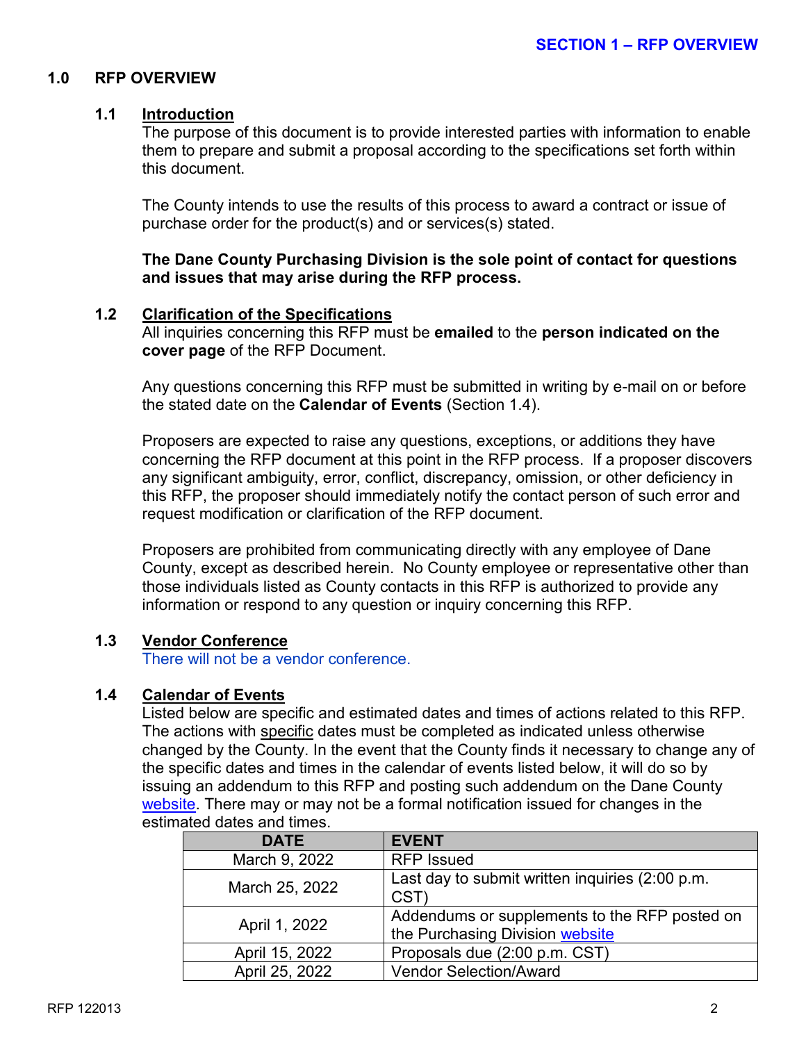# 1.0 RFP OVERVIEW

## 1.1 Introduction

The purpose of this document is to provide interested parties with information to enable them to prepare and submit a proposal according to the specifications set forth within this document.

The County intends to use the results of this process to award a contract or issue of purchase order for the product(s) and or services(s) stated.

**The Dane County Purchasing Division is the sole point of contact for questions and issues that may arise during the RFP process.**

## 1.2 Clarification of the Specifications

All inquiries concerning this RFP must be **emailed** to the **person indicated on the cover page** of the RFP Document.

Any questions concerning this RFP must be submitted in writing by e-mail on or before the stated date on the **Calendar of Events** (Section 1.4).

Proposers are expected to raise any questions, exceptions, or additions they have concerning the RFP document at this point in the RFP process. If a proposer discovers any significant ambiguity, error, conflict, discrepancy, omission, or other deficiency in this RFP, the proposer should immediately notify the contact person of such error and request modification or clarification of the RFP document.

Proposers are prohibited from communicating directly with any employee of Dane County, except as described herein. No County employee or representative other than those individuals listed as County contacts in this RFP is authorized to provide any information or respond to any question or inquiry concerning this RFP.

## 1.3 Vendor Conference

There will not be a vendor conference.

## 1.4 Calendar of Events

Listed below are specific and estimated dates and times of actions related to this RFP. The actions with specific dates must be completed as indicated unless otherwise changed by the County. In the event that the County finds it necessary to change any of the specific dates and times in the calendar of events listed below, it will do so by issuing an addendum to this RFP and posting such addendum on the Dane County website. There may or may not be a formal notification issued for changes in the estimated dates and times.

| DATE | EVENT |
|---|---|
| March 9, 2022 | RFP Issued |
| March 25, 2022 | Last day to submit written inquiries (2:00 p.m. CST) |
| April 1, 2022 | Addendums or supplements to the RFP posted on the Purchasing Division website |
| April 15, 2022 | Proposals due (2:00 p.m. CST) |
| April 25, 2022 | Vendor Selection/Award |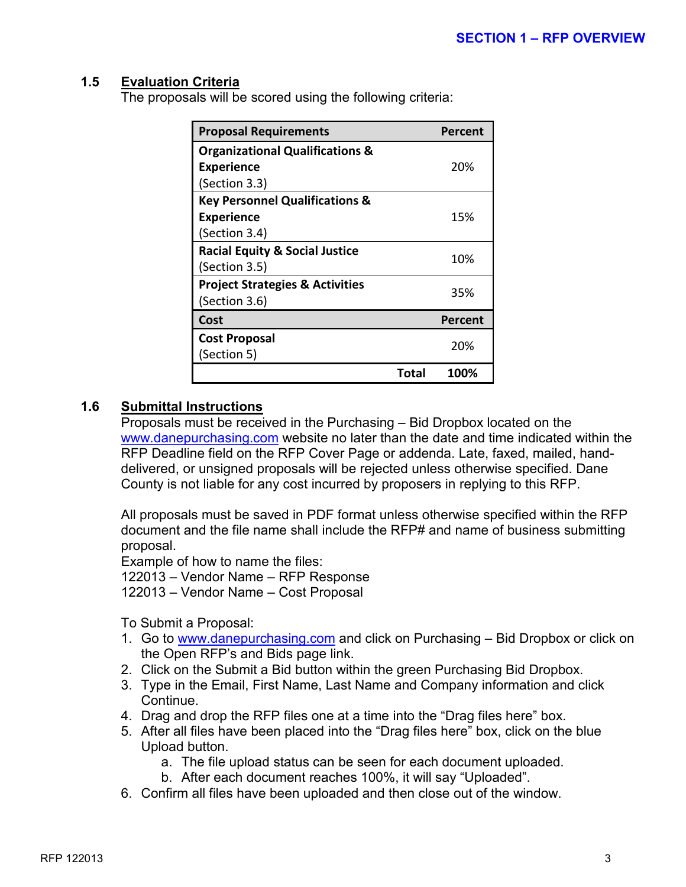### 1.5 Evaluation Criteria

The proposals will be scored using the following criteria:

| Proposal Requirements | Percent |
|---|---|
| **Organizational Qualifications & Experience** (Section 3.3) | 20% |
| **Key Personnel Qualifications & Experience** (Section 3.4) | 15% |
| **Racial Equity & Social Justice** (Section 3.5) | 10% |
| **Project Strategies & Activities** (Section 3.6) | 35% |
| **Cost** | **Percent** |
| **Cost Proposal** (Section 5) | 20% |
| **Total** | **100%** |

### 1.6 Submittal Instructions

Proposals must be received in the Purchasing – Bid Dropbox located on the www.danepurchasing.com website no later than the date and time indicated within the RFP Deadline field on the RFP Cover Page or addenda. Late, faxed, mailed, hand-delivered, or unsigned proposals will be rejected unless otherwise specified. Dane County is not liable for any cost incurred by proposers in replying to this RFP.

All proposals must be saved in PDF format unless otherwise specified within the RFP document and the file name shall include the RFP# and name of business submitting proposal.

Example of how to name the files:
122013 – Vendor Name – RFP Response
122013 – Vendor Name – Cost Proposal

To Submit a Proposal:

1. Go to www.danepurchasing.com and click on Purchasing – Bid Dropbox or click on the Open RFP's and Bids page link.
2. Click on the Submit a Bid button within the green Purchasing Bid Dropbox.
3. Type in the Email, First Name, Last Name and Company information and click Continue.
4. Drag and drop the RFP files one at a time into the "Drag files here" box.
5. After all files have been placed into the "Drag files here" box, click on the blue Upload button.
   a. The file upload status can be seen for each document uploaded.
   b. After each document reaches 100%, it will say "Uploaded".
6. Confirm all files have been uploaded and then close out of the window.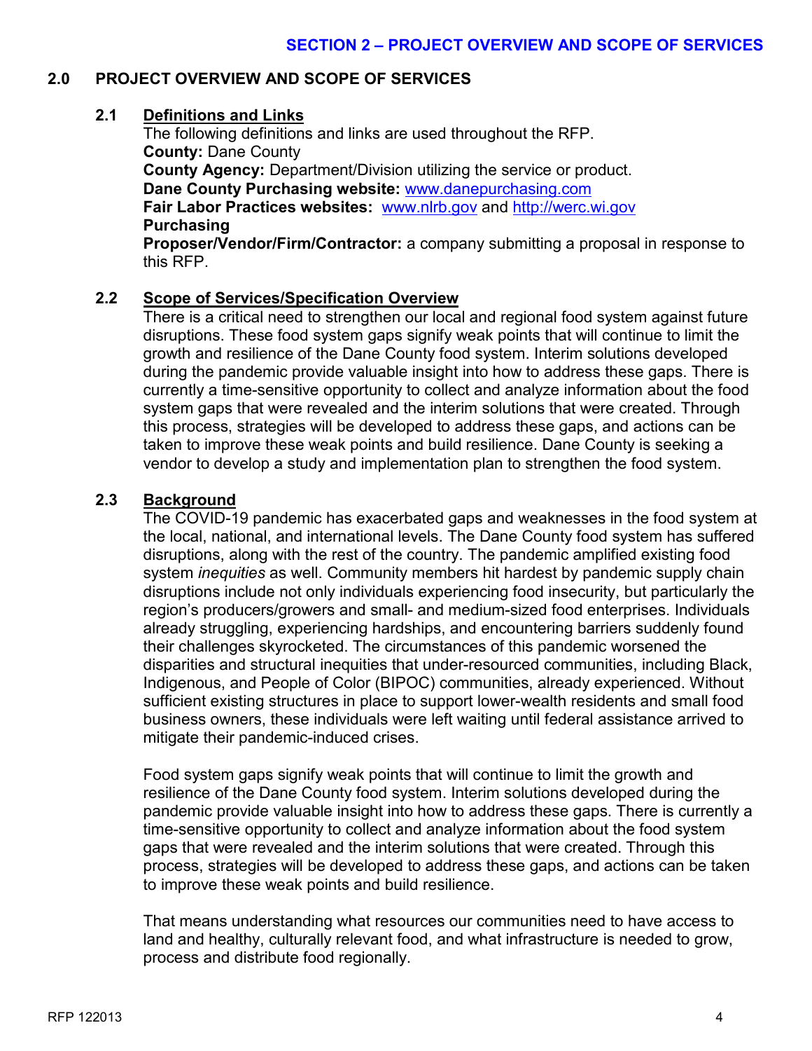## 2.0 PROJECT OVERVIEW AND SCOPE OF SERVICES

### 2.1 Definitions and Links

The following definitions and links are used throughout the RFP.

**County:** Dane County

**County Agency:** Department/Division utilizing the service or product.

**Dane County Purchasing website:** [www.danepurchasing.com](www.danepurchasing.com)

**Fair Labor Practices websites:** [www.nlrb.gov](www.nlrb.gov) and [http://werc.wi.gov](http://werc.wi.gov)

**Purchasing**

**Proposer/Vendor/Firm/Contractor:** a company submitting a proposal in response to this RFP.

### 2.2 Scope of Services/Specification Overview

There is a critical need to strengthen our local and regional food system against future disruptions. These food system gaps signify weak points that will continue to limit the growth and resilience of the Dane County food system. Interim solutions developed during the pandemic provide valuable insight into how to address these gaps. There is currently a time-sensitive opportunity to collect and analyze information about the food system gaps that were revealed and the interim solutions that were created. Through this process, strategies will be developed to address these gaps, and actions can be taken to improve these weak points and build resilience. Dane County is seeking a vendor to develop a study and implementation plan to strengthen the food system.

### 2.3 Background

The COVID-19 pandemic has exacerbated gaps and weaknesses in the food system at the local, national, and international levels. The Dane County food system has suffered disruptions, along with the rest of the country. The pandemic amplified existing food system *inequities* as well. Community members hit hardest by pandemic supply chain disruptions include not only individuals experiencing food insecurity, but particularly the region's producers/growers and small- and medium-sized food enterprises. Individuals already struggling, experiencing hardships, and encountering barriers suddenly found their challenges skyrocketed. The circumstances of this pandemic worsened the disparities and structural inequities that under-resourced communities, including Black, Indigenous, and People of Color (BIPOC) communities, already experienced. Without sufficient existing structures in place to support lower-wealth residents and small food business owners, these individuals were left waiting until federal assistance arrived to mitigate their pandemic-induced crises.

Food system gaps signify weak points that will continue to limit the growth and resilience of the Dane County food system. Interim solutions developed during the pandemic provide valuable insight into how to address these gaps. There is currently a time-sensitive opportunity to collect and analyze information about the food system gaps that were revealed and the interim solutions that were created. Through this process, strategies will be developed to address these gaps, and actions can be taken to improve these weak points and build resilience.

That means understanding what resources our communities need to have access to land and healthy, culturally relevant food, and what infrastructure is needed to grow, process and distribute food regionally.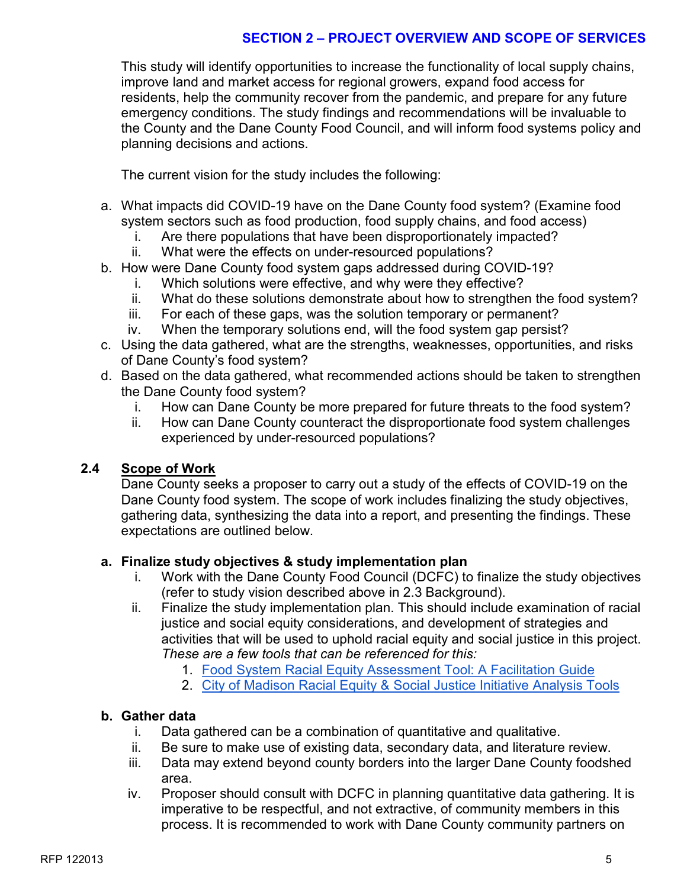This study will identify opportunities to increase the functionality of local supply chains, improve land and market access for regional growers, expand food access for residents, help the community recover from the pandemic, and prepare for any future emergency conditions. The study findings and recommendations will be invaluable to the County and the Dane County Food Council, and will inform food systems policy and planning decisions and actions.

The current vision for the study includes the following:

a. What impacts did COVID-19 have on the Dane County food system? (Examine food system sectors such as food production, food supply chains, and food access)
   i. Are there populations that have been disproportionately impacted?
   ii. What were the effects on under-resourced populations?
b. How were Dane County food system gaps addressed during COVID-19?
   i. Which solutions were effective, and why were they effective?
   ii. What do these solutions demonstrate about how to strengthen the food system?
   iii. For each of these gaps, was the solution temporary or permanent?
   iv. When the temporary solutions end, will the food system gap persist?
c. Using the data gathered, what are the strengths, weaknesses, opportunities, and risks of Dane County's food system?
d. Based on the data gathered, what recommended actions should be taken to strengthen the Dane County food system?
   i. How can Dane County be more prepared for future threats to the food system?
   ii. How can Dane County counteract the disproportionate food system challenges experienced by under-resourced populations?

### 2.4 Scope of Work

Dane County seeks a proposer to carry out a study of the effects of COVID-19 on the Dane County food system. The scope of work includes finalizing the study objectives, gathering data, synthesizing the data into a report, and presenting the findings. These expectations are outlined below.

**a. Finalize study objectives & study implementation plan**

   i. Work with the Dane County Food Council (DCFC) to finalize the study objectives (refer to study vision described above in 2.3 Background).
   ii. Finalize the study implementation plan. This should include examination of racial justice and social equity considerations, and development of strategies and activities that will be used to uphold racial equity and social justice in this project. *These are a few tools that can be referenced for this:*
      1. Food System Racial Equity Assessment Tool: A Facilitation Guide
      2. City of Madison Racial Equity & Social Justice Initiative Analysis Tools

**b. Gather data**

   i. Data gathered can be a combination of quantitative and qualitative.
   ii. Be sure to make use of existing data, secondary data, and literature review.
   iii. Data may extend beyond county borders into the larger Dane County foodshed area.
   iv. Proposer should consult with DCFC in planning quantitative data gathering. It is imperative to be respectful, and not extractive, of community members in this process. It is recommended to work with Dane County community partners on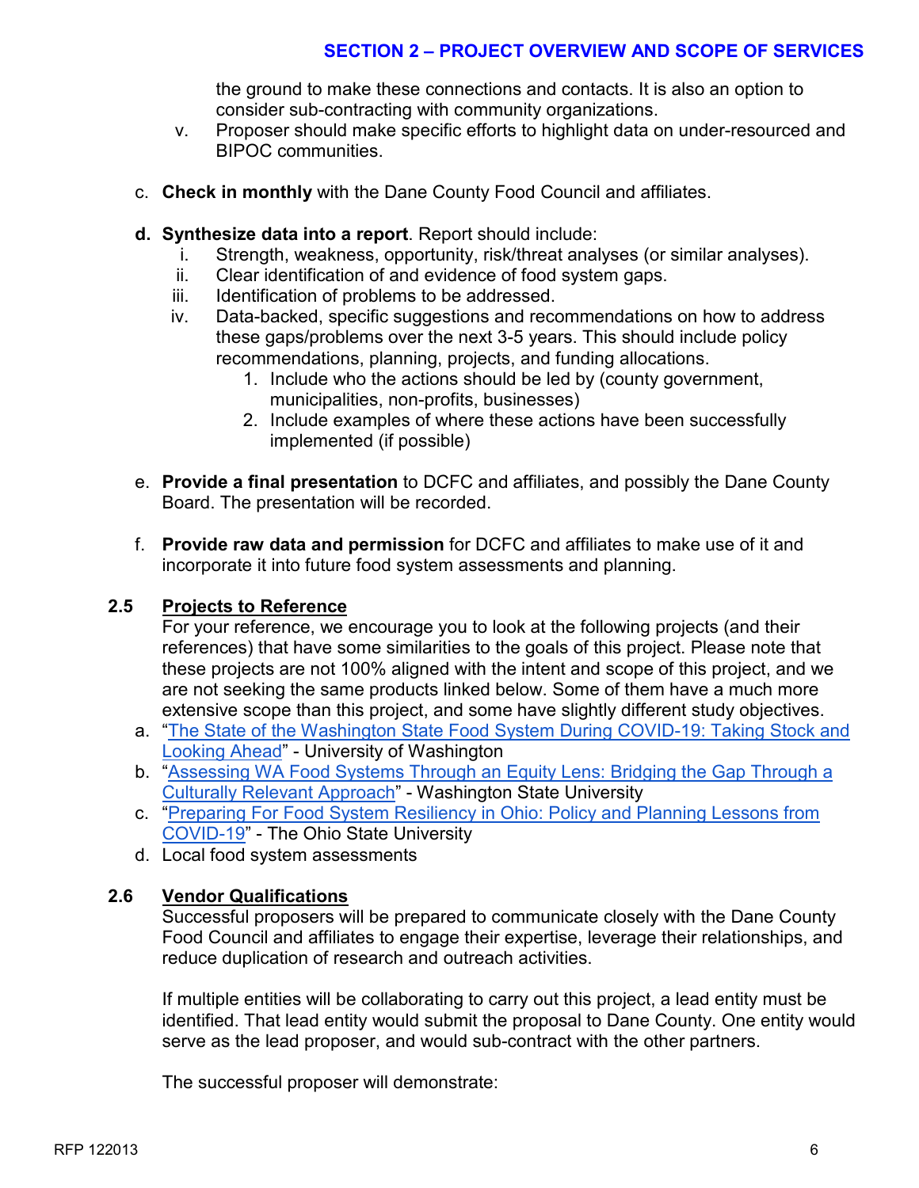the ground to make these connections and contacts. It is also an option to consider sub-contracting with community organizations.

v. Proposer should make specific efforts to highlight data on under-resourced and BIPOC communities.

c. **Check in monthly** with the Dane County Food Council and affiliates.

d. **Synthesize data into a report**. Report should include:
   i. Strength, weakness, opportunity, risk/threat analyses (or similar analyses).
   ii. Clear identification of and evidence of food system gaps.
   iii. Identification of problems to be addressed.
   iv. Data-backed, specific suggestions and recommendations on how to address these gaps/problems over the next 3-5 years. This should include policy recommendations, planning, projects, and funding allocations.
      1. Include who the actions should be led by (county government, municipalities, non-profits, businesses)
      2. Include examples of where these actions have been successfully implemented (if possible)

e. **Provide a final presentation** to DCFC and affiliates, and possibly the Dane County Board. The presentation will be recorded.

f. **Provide raw data and permission** for DCFC and affiliates to make use of it and incorporate it into future food system assessments and planning.

## 2.5 Projects to Reference

For your reference, we encourage you to look at the following projects (and their references) that have some similarities to the goals of this project. Please note that these projects are not 100% aligned with the intent and scope of this project, and we are not seeking the same products linked below. Some of them have a much more extensive scope than this project, and some have slightly different study objectives.

a. "The State of the Washington State Food System During COVID-19: Taking Stock and Looking Ahead" - University of Washington
b. "Assessing WA Food Systems Through an Equity Lens: Bridging the Gap Through a Culturally Relevant Approach" - Washington State University
c. "Preparing For Food System Resiliency in Ohio: Policy and Planning Lessons from COVID-19" - The Ohio State University
d. Local food system assessments

## 2.6 Vendor Qualifications

Successful proposers will be prepared to communicate closely with the Dane County Food Council and affiliates to engage their expertise, leverage their relationships, and reduce duplication of research and outreach activities.

If multiple entities will be collaborating to carry out this project, a lead entity must be identified. That lead entity would submit the proposal to Dane County. One entity would serve as the lead proposer, and would sub-contract with the other partners.

The successful proposer will demonstrate: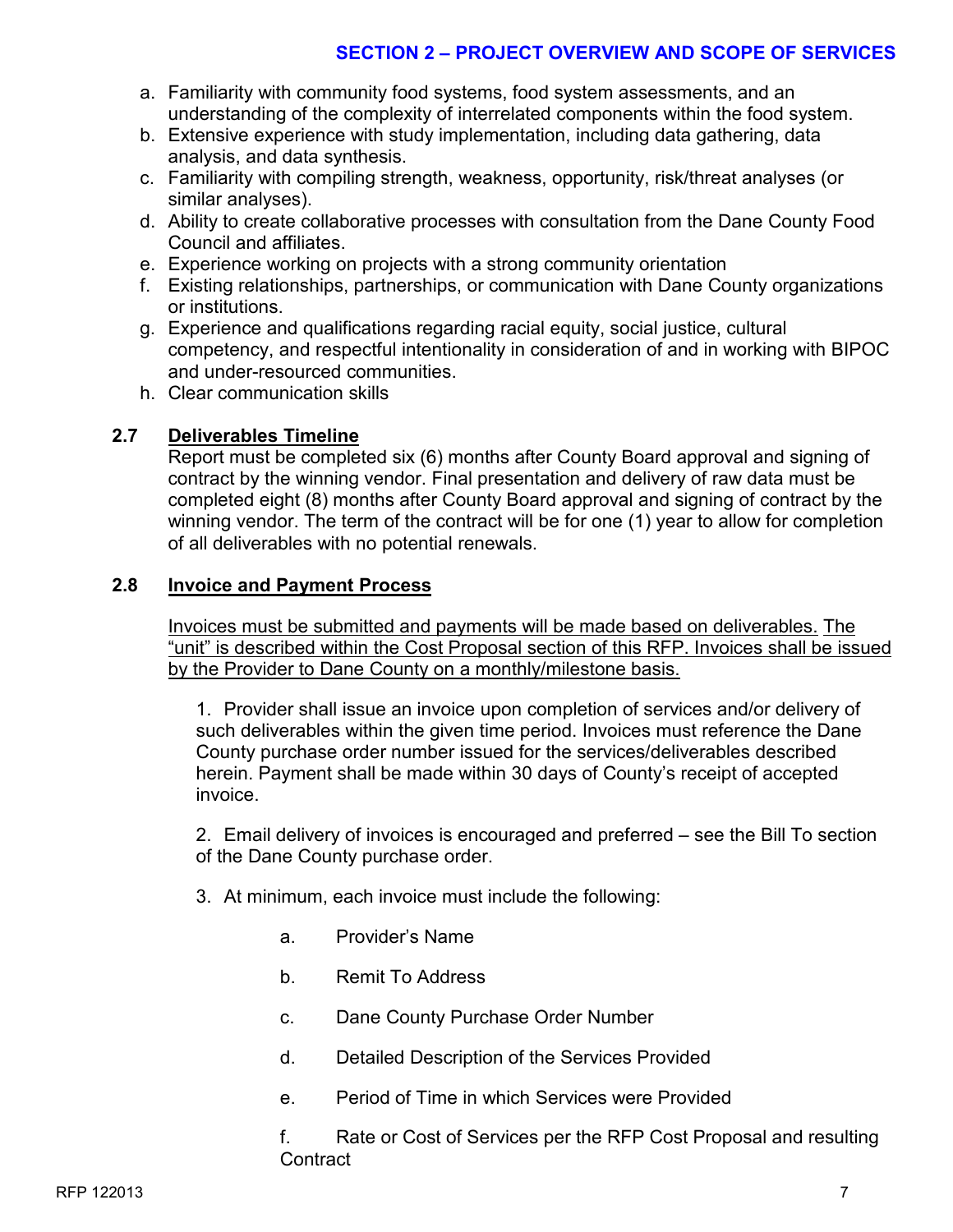a. Familiarity with community food systems, food system assessments, and an understanding of the complexity of interrelated components within the food system.
b. Extensive experience with study implementation, including data gathering, data analysis, and data synthesis.
c. Familiarity with compiling strength, weakness, opportunity, risk/threat analyses (or similar analyses).
d. Ability to create collaborative processes with consultation from the Dane County Food Council and affiliates.
e. Experience working on projects with a strong community orientation
f. Existing relationships, partnerships, or communication with Dane County organizations or institutions.
g. Experience and qualifications regarding racial equity, social justice, cultural competency, and respectful intentionality in consideration of and in working with BIPOC and under-resourced communities.
h. Clear communication skills

### 2.7 Deliverables Timeline

Report must be completed six (6) months after County Board approval and signing of contract by the winning vendor. Final presentation and delivery of raw data must be completed eight (8) months after County Board approval and signing of contract by the winning vendor. The term of the contract will be for one (1) year to allow for completion of all deliverables with no potential renewals.

### 2.8 Invoice and Payment Process

Invoices must be submitted and payments will be made based on deliverables. The "unit" is described within the Cost Proposal section of this RFP. Invoices shall be issued by the Provider to Dane County on a monthly/milestone basis.

1. Provider shall issue an invoice upon completion of services and/or delivery of such deliverables within the given time period. Invoices must reference the Dane County purchase order number issued for the services/deliverables described herein. Payment shall be made within 30 days of County's receipt of accepted invoice.

2. Email delivery of invoices is encouraged and preferred – see the Bill To section of the Dane County purchase order.

3. At minimum, each invoice must include the following:

   a. Provider's Name

   b. Remit To Address

   c. Dane County Purchase Order Number

   d. Detailed Description of the Services Provided

   e. Period of Time in which Services were Provided

   f. Rate or Cost of Services per the RFP Cost Proposal and resulting Contract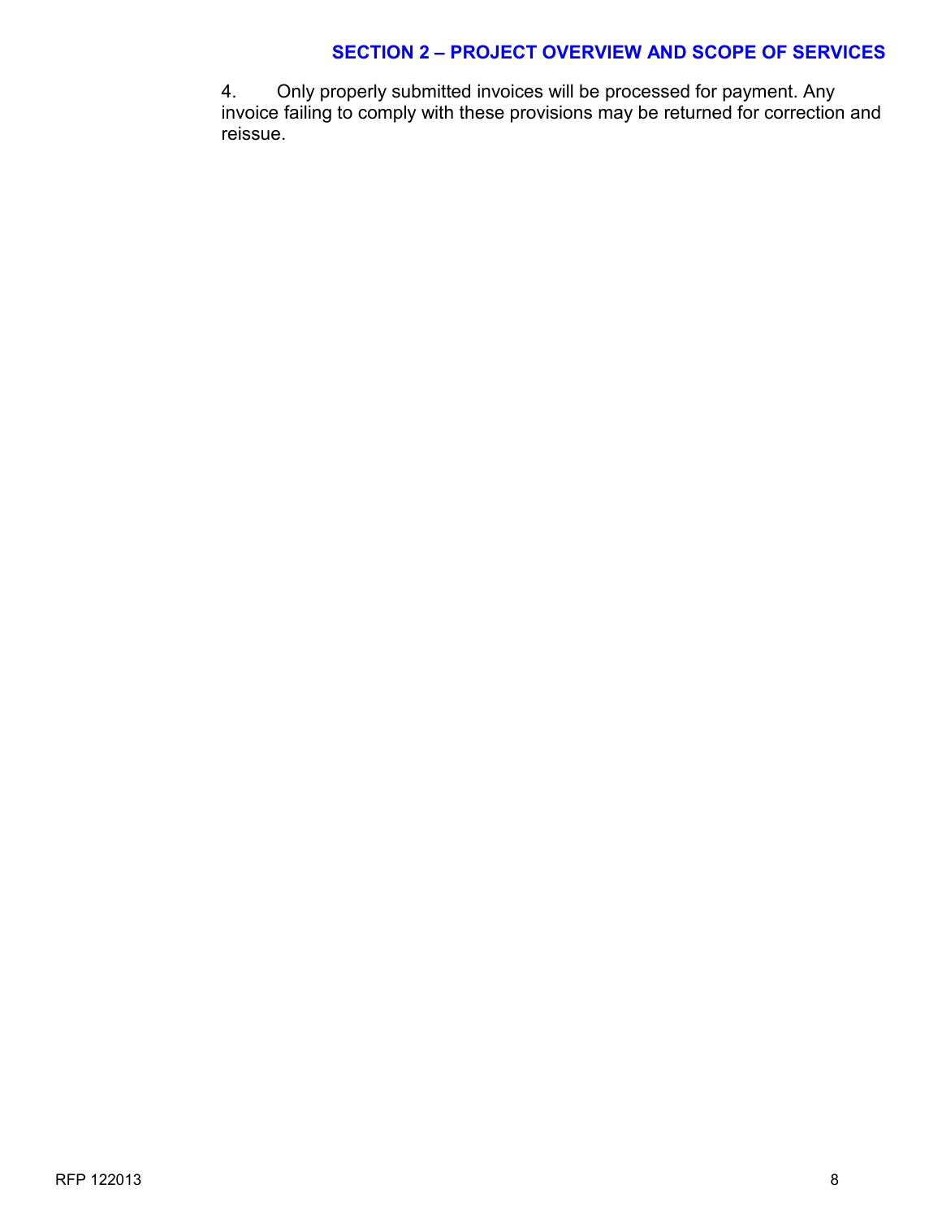4. Only properly submitted invoices will be processed for payment. Any invoice failing to comply with these provisions may be returned for correction and reissue.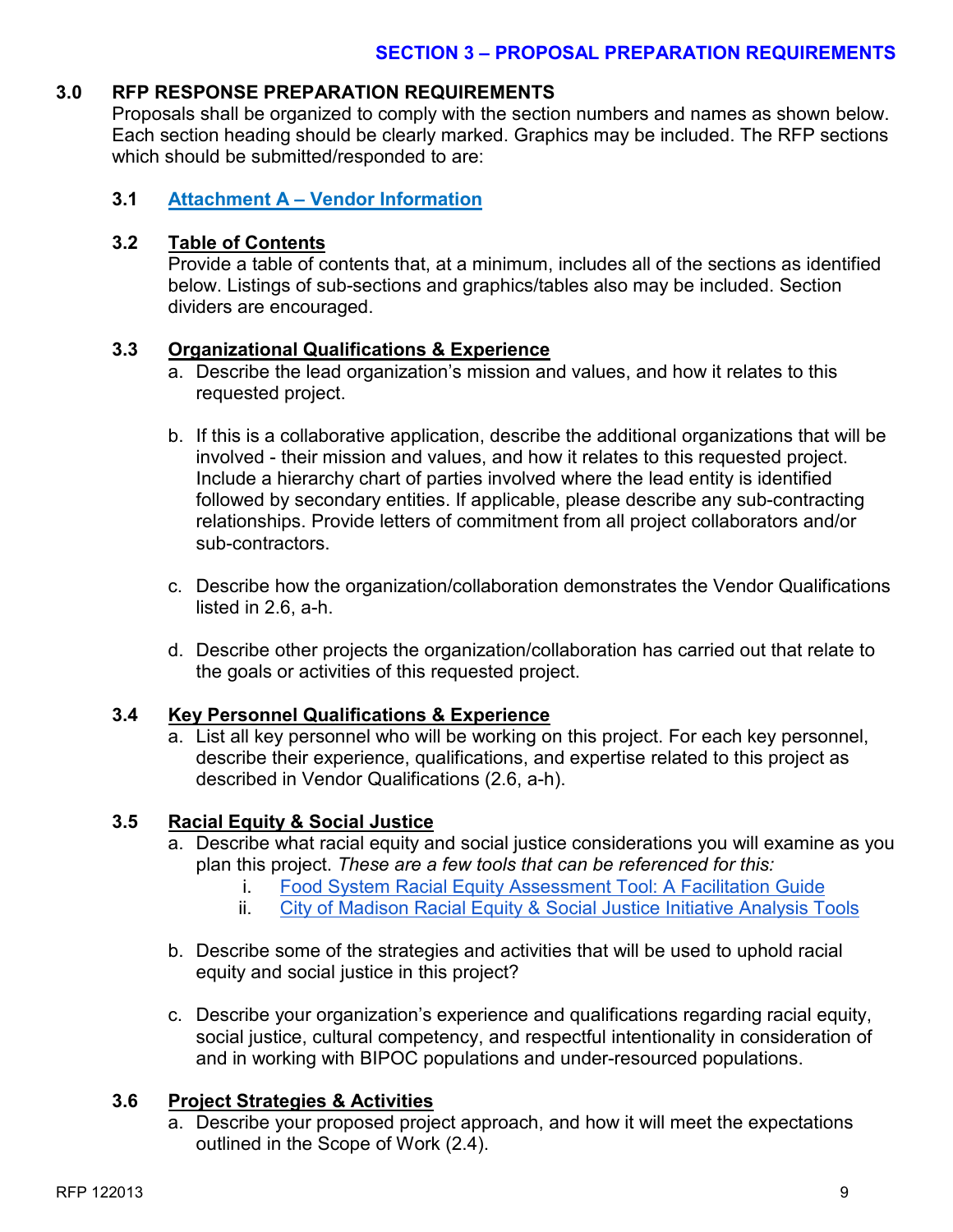## SECTION 3 – PROPOSAL PREPARATION REQUIREMENTS

### 3.0 RFP RESPONSE PREPARATION REQUIREMENTS

Proposals shall be organized to comply with the section numbers and names as shown below. Each section heading should be clearly marked. Graphics may be included. The RFP sections which should be submitted/responded to are:

#### 3.1 Attachment A – Vendor Information

#### 3.2 Table of Contents

Provide a table of contents that, at a minimum, includes all of the sections as identified below. Listings of sub-sections and graphics/tables also may be included. Section dividers are encouraged.

#### 3.3 Organizational Qualifications & Experience

a. Describe the lead organization's mission and values, and how it relates to this requested project.

b. If this is a collaborative application, describe the additional organizations that will be involved - their mission and values, and how it relates to this requested project. Include a hierarchy chart of parties involved where the lead entity is identified followed by secondary entities. If applicable, please describe any sub-contracting relationships. Provide letters of commitment from all project collaborators and/or sub-contractors.

c. Describe how the organization/collaboration demonstrates the Vendor Qualifications listed in 2.6, a-h.

d. Describe other projects the organization/collaboration has carried out that relate to the goals or activities of this requested project.

#### 3.4 Key Personnel Qualifications & Experience

a. List all key personnel who will be working on this project. For each key personnel, describe their experience, qualifications, and expertise related to this project as described in Vendor Qualifications (2.6, a-h).

#### 3.5 Racial Equity & Social Justice

a. Describe what racial equity and social justice considerations you will examine as you plan this project. *These are a few tools that can be referenced for this:*
   i. Food System Racial Equity Assessment Tool: A Facilitation Guide
   ii. City of Madison Racial Equity & Social Justice Initiative Analysis Tools

b. Describe some of the strategies and activities that will be used to uphold racial equity and social justice in this project?

c. Describe your organization's experience and qualifications regarding racial equity, social justice, cultural competency, and respectful intentionality in consideration of and in working with BIPOC populations and under-resourced populations.

#### 3.6 Project Strategies & Activities

a. Describe your proposed project approach, and how it will meet the expectations outlined in the Scope of Work (2.4).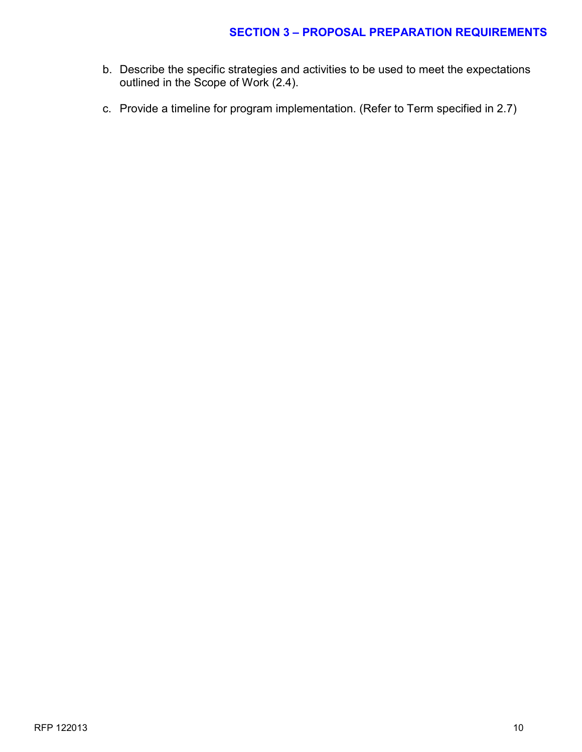b. Describe the specific strategies and activities to be used to meet the expectations outlined in the Scope of Work (2.4).

c. Provide a timeline for program implementation. (Refer to Term specified in 2.7)